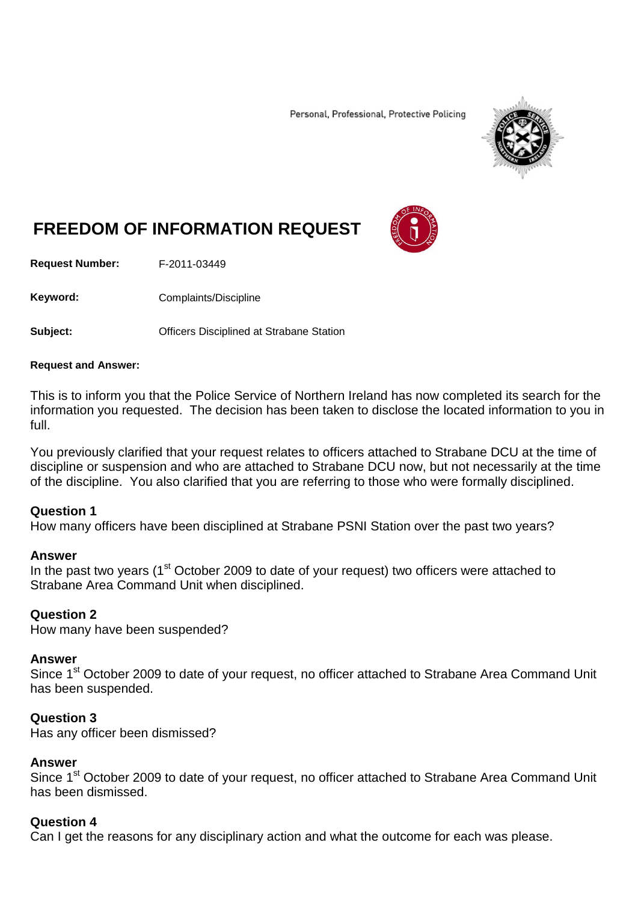Personal, Professional, Protective Policing

# FREEDOM OF INFORMATION REQUEST

**Request Number:** F-2011-03449

**Keyword:** Complaints/Discipline

**Subject:** Officers Disciplined at Strabane Station

**Request and Answer:**

This is to inform you that the Police Service of Northern Ireland has now completed its search for the information you requested. The decision has been taken to disclose the located information to you in full.

You previously clarified that your request relates to officers attached to Strabane DCU at the time of discipline or suspension and who are attached to Strabane DCU now, but not necessarily at the time of the discipline. You also clarified that you are referring to those who were formally disciplined.

**Question 1**
How many officers have been disciplined at Strabane PSNI Station over the past two years?

**Answer**
In the past two years (1st October 2009 to date of your request) two officers were attached to Strabane Area Command Unit when disciplined.

**Question 2**
How many have been suspended?

**Answer**
Since 1st October 2009 to date of your request, no officer attached to Strabane Area Command Unit has been suspended.

**Question 3**
Has any officer been dismissed?

**Answer**
Since 1st October 2009 to date of your request, no officer attached to Strabane Area Command Unit has been dismissed.

**Question 4**
Can I get the reasons for any disciplinary action and what the outcome for each was please.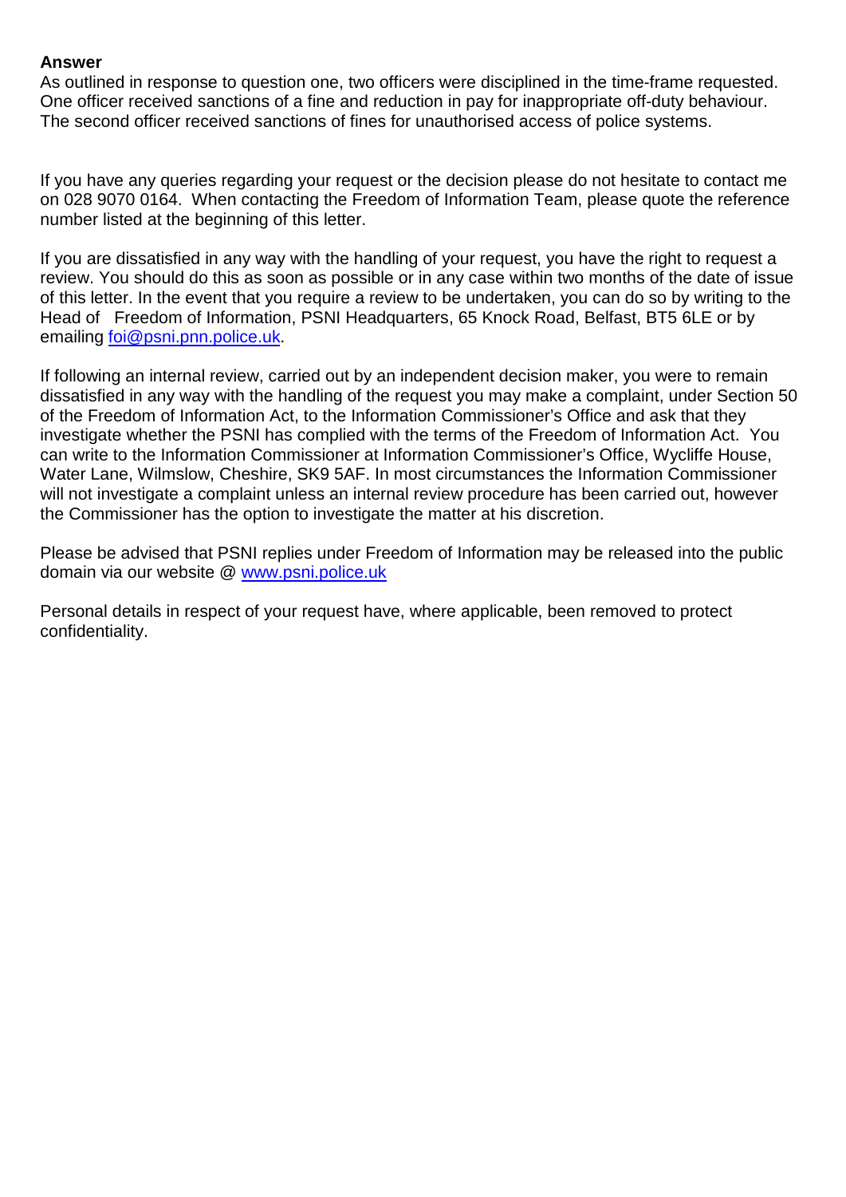**Answer**

As outlined in response to question one, two officers were disciplined in the time-frame requested. One officer received sanctions of a fine and reduction in pay for inappropriate off-duty behaviour. The second officer received sanctions of fines for unauthorised access of police systems.

If you have any queries regarding your request or the decision please do not hesitate to contact me on 028 9070 0164. When contacting the Freedom of Information Team, please quote the reference number listed at the beginning of this letter.

If you are dissatisfied in any way with the handling of your request, you have the right to request a review. You should do this as soon as possible or in any case within two months of the date of issue of this letter. In the event that you require a review to be undertaken, you can do so by writing to the Head of Freedom of Information, PSNI Headquarters, 65 Knock Road, Belfast, BT5 6LE or by emailing [foi@psni.pnn.police.uk](mailto:foi@psni.pnn.police.uk).

If following an internal review, carried out by an independent decision maker, you were to remain dissatisfied in any way with the handling of the request you may make a complaint, under Section 50 of the Freedom of Information Act, to the Information Commissioner's Office and ask that they investigate whether the PSNI has complied with the terms of the Freedom of Information Act. You can write to the Information Commissioner at Information Commissioner's Office, Wycliffe House, Water Lane, Wilmslow, Cheshire, SK9 5AF. In most circumstances the Information Commissioner will not investigate a complaint unless an internal review procedure has been carried out, however the Commissioner has the option to investigate the matter at his discretion.

Please be advised that PSNI replies under Freedom of Information may be released into the public domain via our website @ [www.psni.police.uk](http://www.psni.police.uk)

Personal details in respect of your request have, where applicable, been removed to protect confidentiality.